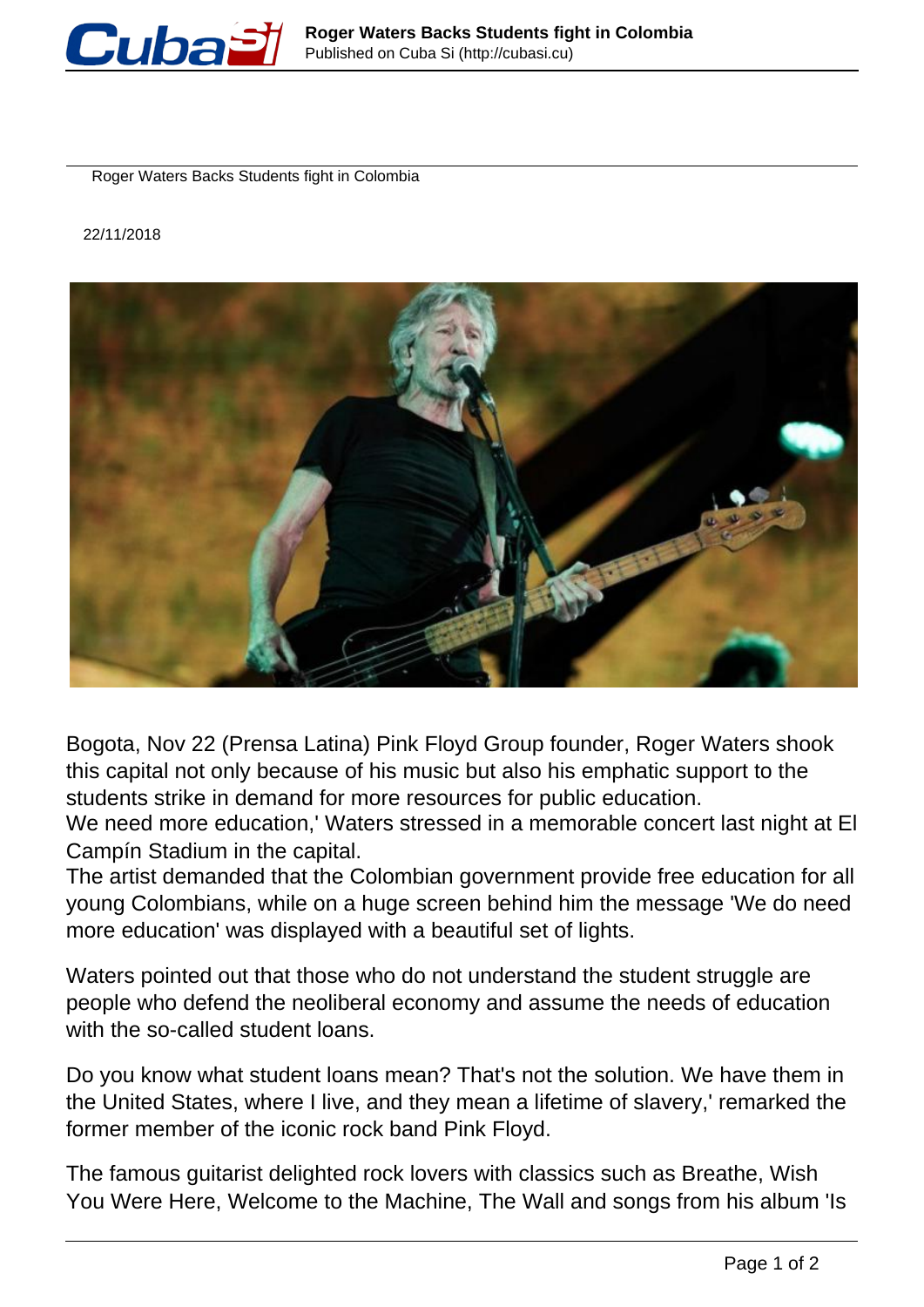# Roger Waters Backs Students fight in Colombia

22/11/2018

Bogota, Nov 22 (Prensa Latina) Pink Floyd Group founder, Roger Waters shook this capital not only because of his music but also his emphatic support to the students strike in demand for more resources for public education.

We need more education,' Waters stressed in a memorable concert last night at El Campín Stadium in the capital.

The artist demanded that the Colombian government provide free education for all young Colombians, while on a huge screen behind him the message 'We do need more education' was displayed with a beautiful set of lights.

Waters pointed out that those who do not understand the student struggle are people who defend the neoliberal economy and assume the needs of education with the so-called student loans.

Do you know what student loans mean? That's not the solution. We have them in the United States, where I live, and they mean a lifetime of slavery,' remarked the former member of the iconic rock band Pink Floyd.

The famous guitarist delighted rock lovers with classics such as Breathe, Wish You Were Here, Welcome to the Machine, The Wall and songs from his album 'Is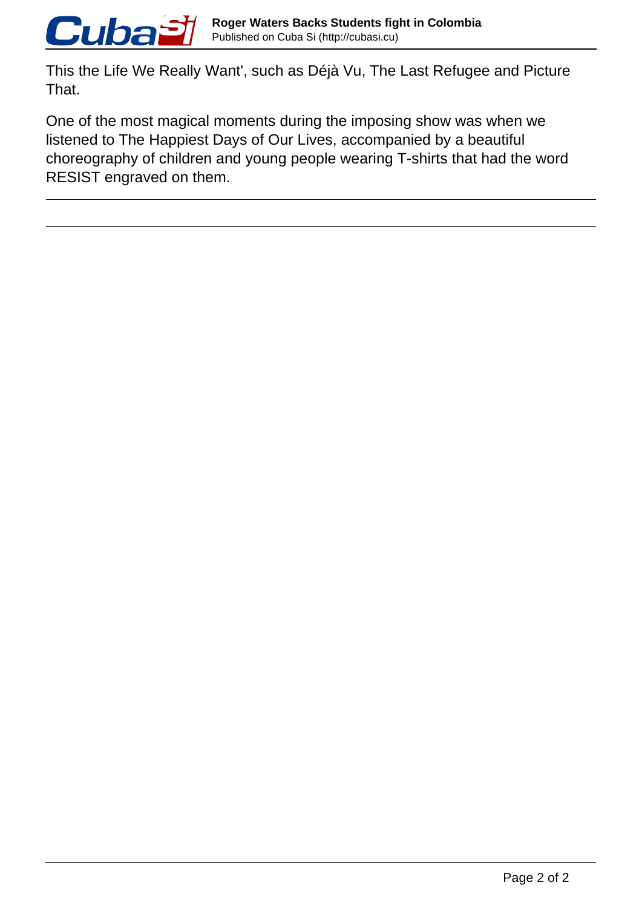This the Life We Really Want', such as Déjà Vu, The Last Refugee and Picture That.

One of the most magical moments during the imposing show was when we listened to The Happiest Days of Our Lives, accompanied by a beautiful choreography of children and young people wearing T-shirts that had the word RESIST engraved on them.